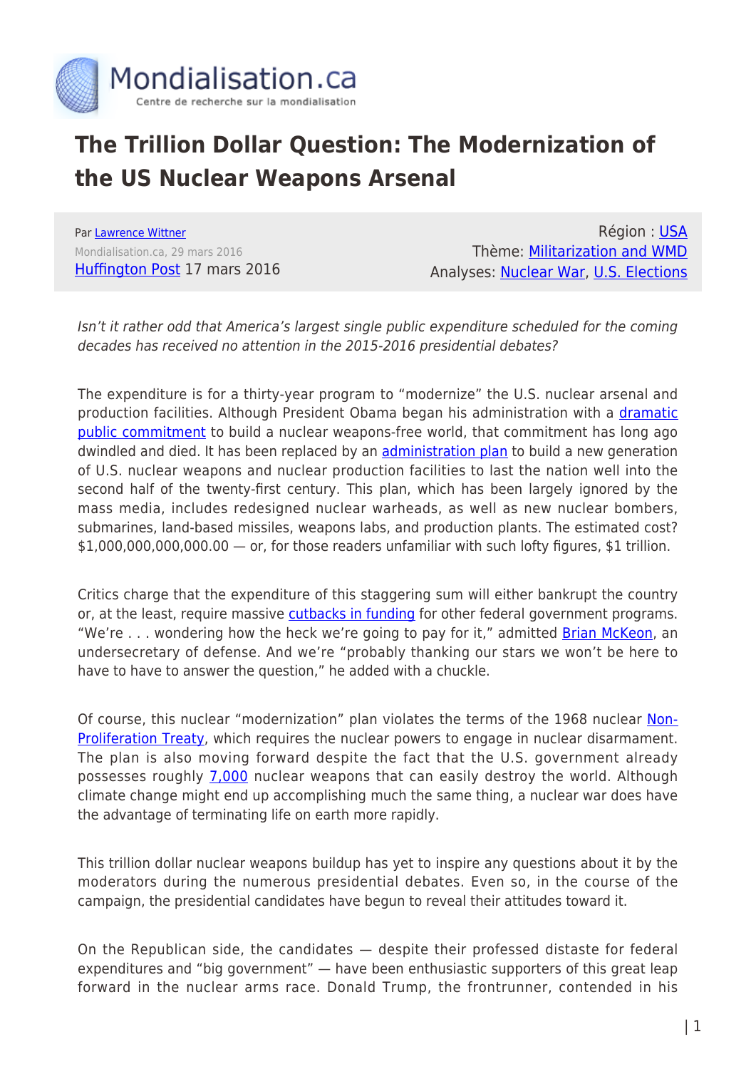# The Trillion Dollar Question: The Modernization of the US Nuclear Weapons Arsenal

Par Lawrence Wittner
Mondialisation.ca, 29 mars 2016
Huffington Post 17 mars 2016

Région : USA
Thème: Militarization and WMD
Analyses: Nuclear War, U.S. Elections

*Isn't it rather odd that America's largest single public expenditure scheduled for the coming decades has received no attention in the 2015-2016 presidential debates?*

The expenditure is for a thirty-year program to "modernize" the U.S. nuclear arsenal and production facilities. Although President Obama began his administration with a dramatic public commitment to build a nuclear weapons-free world, that commitment has long ago dwindled and died. It has been replaced by an administration plan to build a new generation of U.S. nuclear weapons and nuclear production facilities to last the nation well into the second half of the twenty-first century. This plan, which has been largely ignored by the mass media, includes redesigned nuclear warheads, as well as new nuclear bombers, submarines, land-based missiles, weapons labs, and production plants. The estimated cost? $1,000,000,000,000.00 — or, for those readers unfamiliar with such lofty figures, $1 trillion.

Critics charge that the expenditure of this staggering sum will either bankrupt the country or, at the least, require massive cutbacks in funding for other federal government programs. "We're . . . wondering how the heck we're going to pay for it," admitted Brian McKeon, an undersecretary of defense. And we're "probably thanking our stars we won't be here to have to have to answer the question," he added with a chuckle.

Of course, this nuclear "modernization" plan violates the terms of the 1968 nuclear Non-Proliferation Treaty, which requires the nuclear powers to engage in nuclear disarmament. The plan is also moving forward despite the fact that the U.S. government already possesses roughly 7,000 nuclear weapons that can easily destroy the world. Although climate change might end up accomplishing much the same thing, a nuclear war does have the advantage of terminating life on earth more rapidly.

This trillion dollar nuclear weapons buildup has yet to inspire any questions about it by the moderators during the numerous presidential debates. Even so, in the course of the campaign, the presidential candidates have begun to reveal their attitudes toward it.

On the Republican side, the candidates — despite their professed distaste for federal expenditures and "big government" — have been enthusiastic supporters of this great leap forward in the nuclear arms race. Donald Trump, the frontrunner, contended in his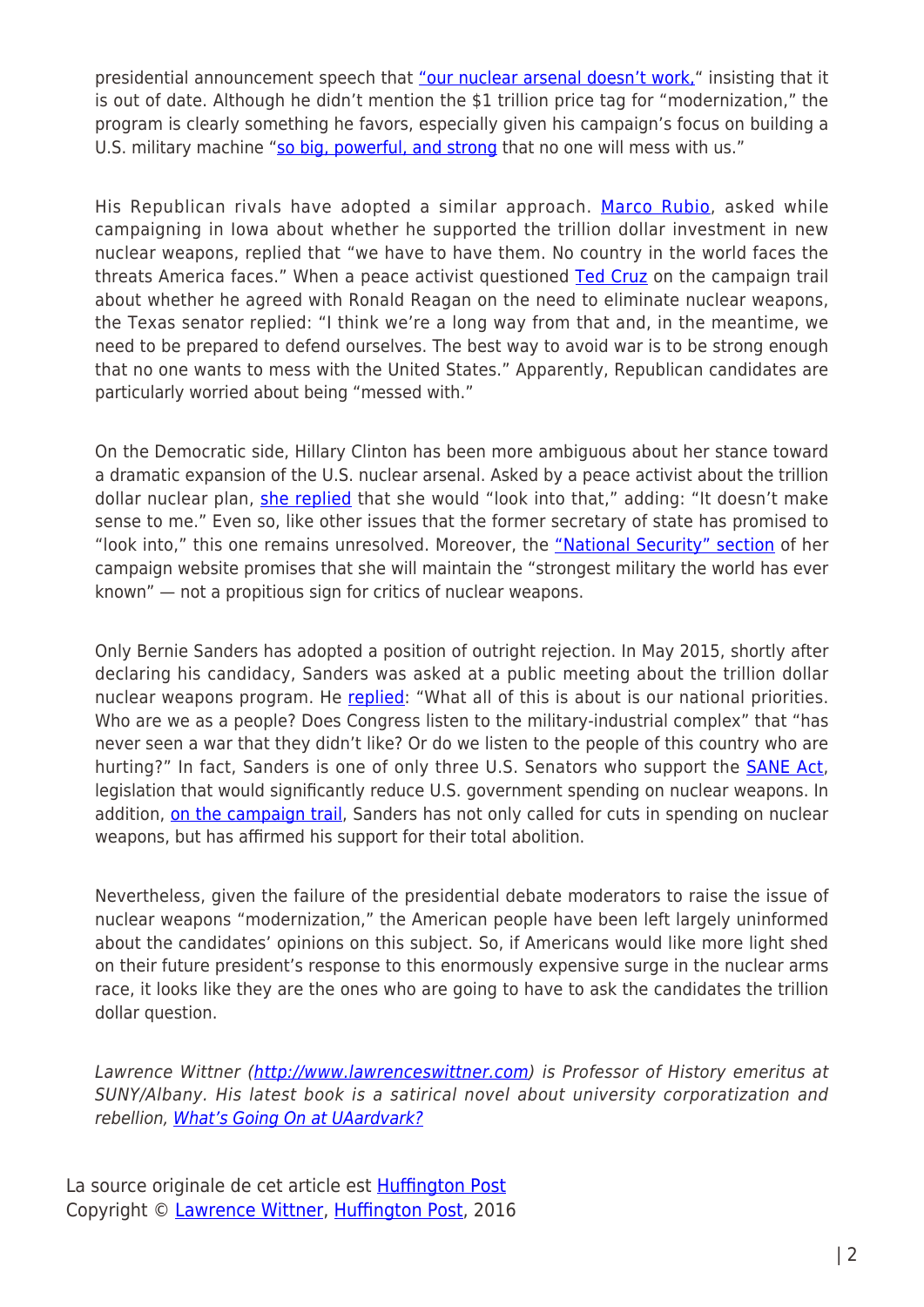presidential announcement speech that "our nuclear arsenal doesn't work," insisting that it is out of date. Although he didn't mention the $1 trillion price tag for "modernization," the program is clearly something he favors, especially given his campaign's focus on building a U.S. military machine "so big, powerful, and strong that no one will mess with us."

His Republican rivals have adopted a similar approach. Marco Rubio, asked while campaigning in Iowa about whether he supported the trillion dollar investment in new nuclear weapons, replied that "we have to have them. No country in the world faces the threats America faces." When a peace activist questioned Ted Cruz on the campaign trail about whether he agreed with Ronald Reagan on the need to eliminate nuclear weapons, the Texas senator replied: "I think we're a long way from that and, in the meantime, we need to be prepared to defend ourselves. The best way to avoid war is to be strong enough that no one wants to mess with the United States." Apparently, Republican candidates are particularly worried about being "messed with."

On the Democratic side, Hillary Clinton has been more ambiguous about her stance toward a dramatic expansion of the U.S. nuclear arsenal. Asked by a peace activist about the trillion dollar nuclear plan, she replied that she would "look into that," adding: "It doesn't make sense to me." Even so, like other issues that the former secretary of state has promised to "look into," this one remains unresolved. Moreover, the "National Security" section of her campaign website promises that she will maintain the "strongest military the world has ever known" — not a propitious sign for critics of nuclear weapons.

Only Bernie Sanders has adopted a position of outright rejection. In May 2015, shortly after declaring his candidacy, Sanders was asked at a public meeting about the trillion dollar nuclear weapons program. He replied: "What all of this is about is our national priorities. Who are we as a people? Does Congress listen to the military-industrial complex" that "has never seen a war that they didn't like? Or do we listen to the people of this country who are hurting?" In fact, Sanders is one of only three U.S. Senators who support the SANE Act, legislation that would significantly reduce U.S. government spending on nuclear weapons. In addition, on the campaign trail, Sanders has not only called for cuts in spending on nuclear weapons, but has affirmed his support for their total abolition.

Nevertheless, given the failure of the presidential debate moderators to raise the issue of nuclear weapons "modernization," the American people have been left largely uninformed about the candidates' opinions on this subject. So, if Americans would like more light shed on their future president's response to this enormously expensive surge in the nuclear arms race, it looks like they are the ones who are going to have to ask the candidates the trillion dollar question.

*Lawrence Wittner (http://www.lawrenceswittner.com) is Professor of History emeritus at SUNY/Albany. His latest book is a satirical novel about university corporatization and rebellion, What's Going On at UAardvark?*

La source originale de cet article est Huffington Post
Copyright © Lawrence Wittner, Huffington Post, 2016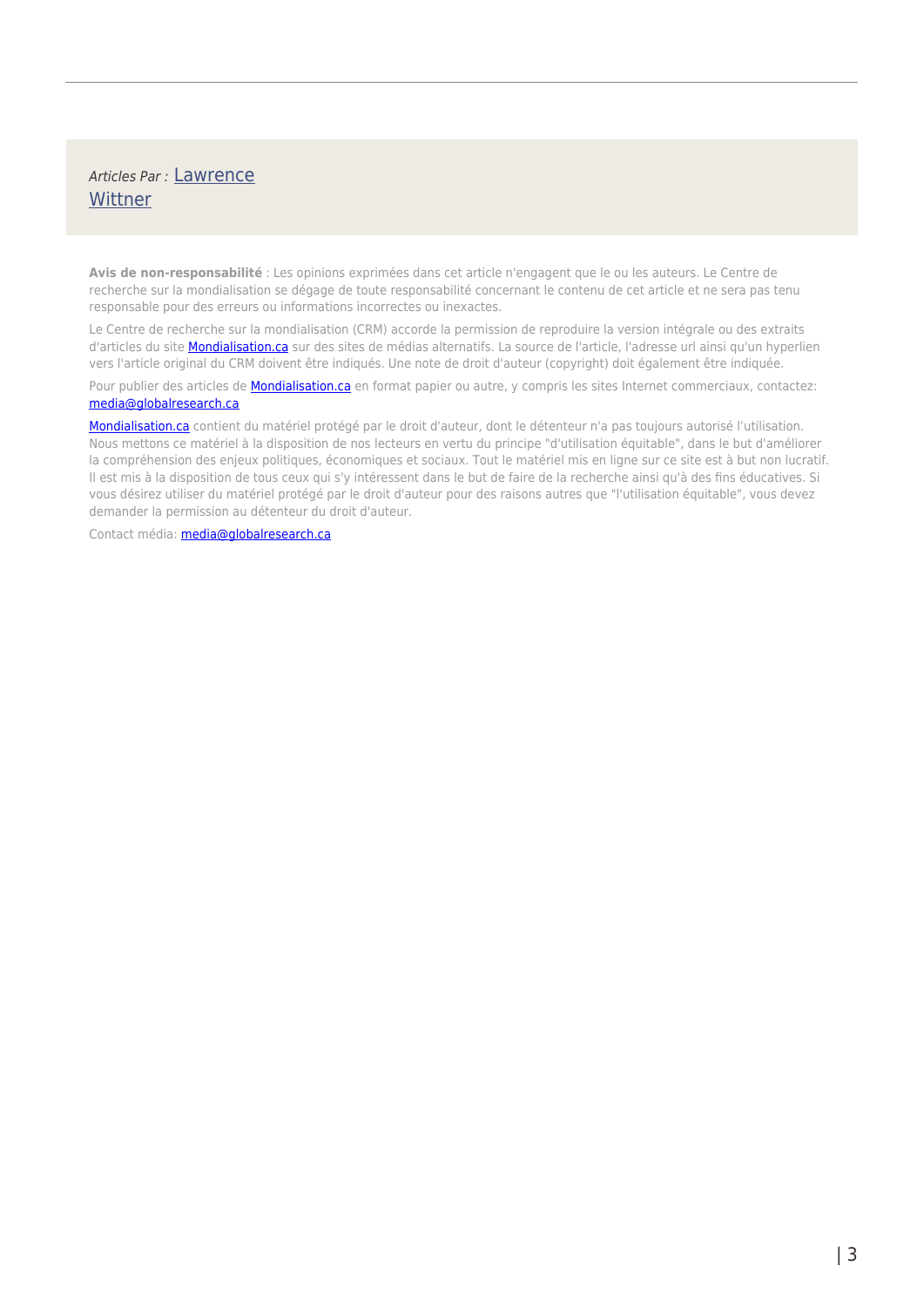*Articles Par :* Lawrence Wittner

**Avis de non-responsabilité** : Les opinions exprimées dans cet article n'engagent que le ou les auteurs. Le Centre de recherche sur la mondialisation se dégage de toute responsabilité concernant le contenu de cet article et ne sera pas tenu responsable pour des erreurs ou informations incorrectes ou inexactes.

Le Centre de recherche sur la mondialisation (CRM) accorde la permission de reproduire la version intégrale ou des extraits d'articles du site Mondialisation.ca sur des sites de médias alternatifs. La source de l'article, l'adresse url ainsi qu'un hyperlien vers l'article original du CRM doivent être indiqués. Une note de droit d'auteur (copyright) doit également être indiquée.

Pour publier des articles de Mondialisation.ca en format papier ou autre, y compris les sites Internet commerciaux, contactez: media@globalresearch.ca

Mondialisation.ca contient du matériel protégé par le droit d'auteur, dont le détenteur n'a pas toujours autorisé l'utilisation. Nous mettons ce matériel à la disposition de nos lecteurs en vertu du principe "d'utilisation équitable", dans le but d'améliorer la compréhension des enjeux politiques, économiques et sociaux. Tout le matériel mis en ligne sur ce site est à but non lucratif. Il est mis à la disposition de tous ceux qui s'y intéressent dans le but de faire de la recherche ainsi qu'à des fins éducatives. Si vous désirez utiliser du matériel protégé par le droit d'auteur pour des raisons autres que "l'utilisation équitable", vous devez demander la permission au détenteur du droit d'auteur.

Contact média: media@globalresearch.ca